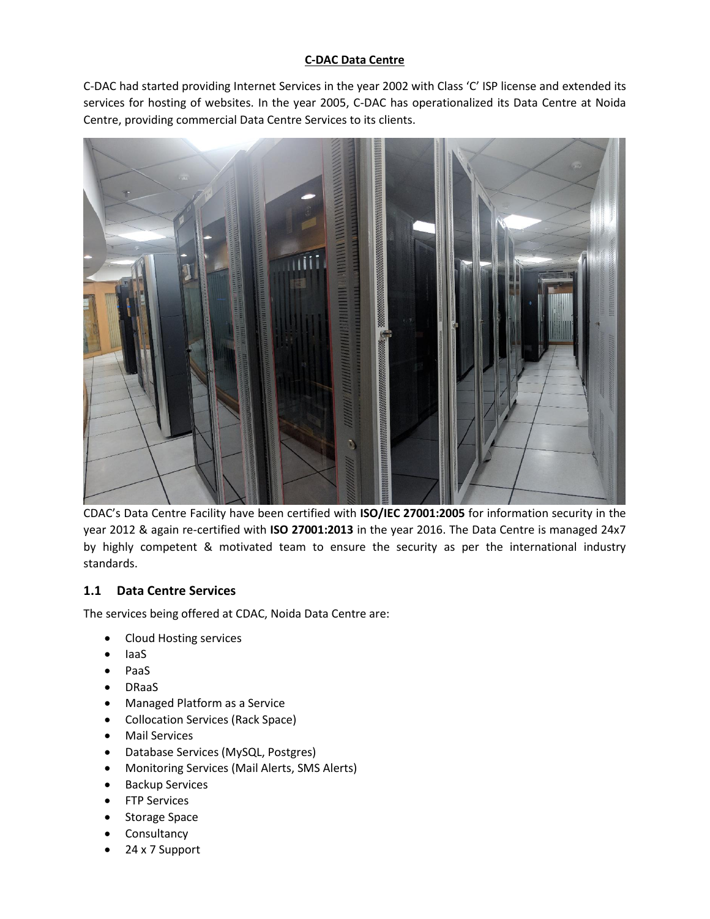**C-DAC Data Centre**

C-DAC had started providing Internet Services in the year 2002 with Class 'C' ISP license and extended its services for hosting of websites. In the year 2005, C-DAC has operationalized its Data Centre at Noida Centre, providing commercial Data Centre Services to its clients.

CDAC's Data Centre Facility have been certified with **ISO/IEC 27001:2005** for information security in the year 2012 & again re-certified with **ISO 27001:2013** in the year 2016. The Data Centre is managed 24x7 by highly competent & motivated team to ensure the security as per the international industry standards.

## 1.1 Data Centre Services

The services being offered at CDAC, Noida Data Centre are:

- Cloud Hosting services
- IaaS
- PaaS
- DRaaS
- Managed Platform as a Service
- Collocation Services (Rack Space)
- Mail Services
- Database Services (MySQL, Postgres)
- Monitoring Services (Mail Alerts, SMS Alerts)
- Backup Services
- FTP Services
- Storage Space
- Consultancy
- 24 x 7 Support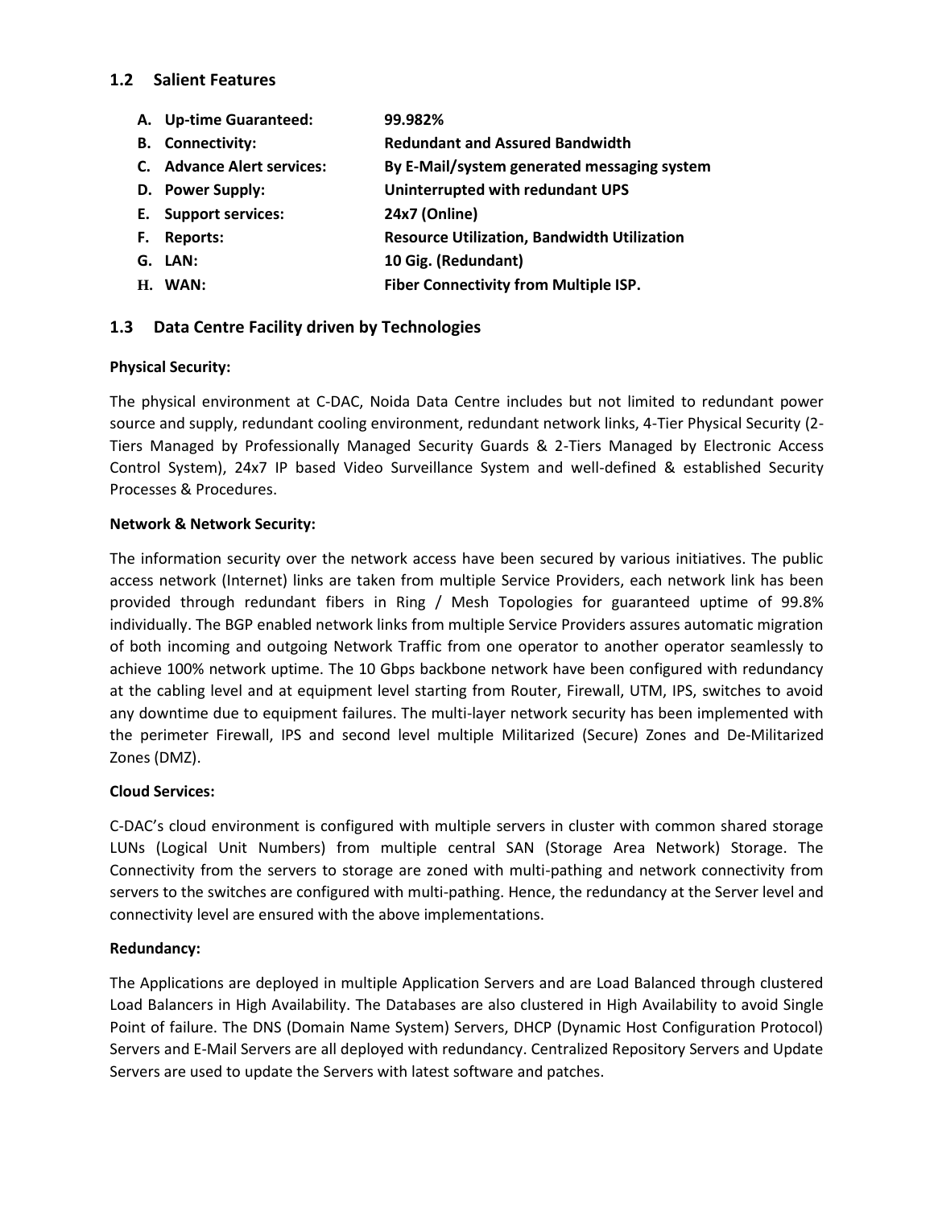## 1.2 Salient Features

- **A. Up-time Guaranteed:** **99.982%**
- **B. Connectivity:** **Redundant and Assured Bandwidth**
- **C. Advance Alert services:** **By E-Mail/system generated messaging system**
- **D. Power Supply:** **Uninterrupted with redundant UPS**
- **E. Support services:** **24x7 (Online)**
- **F. Reports:** **Resource Utilization, Bandwidth Utilization**
- **G. LAN:** **10 Gig. (Redundant)**
- **H. WAN:** **Fiber Connectivity from Multiple ISP.**

## 1.3 Data Centre Facility driven by Technologies

**Physical Security:**

The physical environment at C-DAC, Noida Data Centre includes but not limited to redundant power source and supply, redundant cooling environment, redundant network links, 4-Tier Physical Security (2-Tiers Managed by Professionally Managed Security Guards & 2-Tiers Managed by Electronic Access Control System), 24x7 IP based Video Surveillance System and well-defined & established Security Processes & Procedures.

**Network & Network Security:**

The information security over the network access have been secured by various initiatives. The public access network (Internet) links are taken from multiple Service Providers, each network link has been provided through redundant fibers in Ring / Mesh Topologies for guaranteed uptime of 99.8% individually. The BGP enabled network links from multiple Service Providers assures automatic migration of both incoming and outgoing Network Traffic from one operator to another operator seamlessly to achieve 100% network uptime. The 10 Gbps backbone network have been configured with redundancy at the cabling level and at equipment level starting from Router, Firewall, UTM, IPS, switches to avoid any downtime due to equipment failures. The multi-layer network security has been implemented with the perimeter Firewall, IPS and second level multiple Militarized (Secure) Zones and De-Militarized Zones (DMZ).

**Cloud Services:**

C-DAC's cloud environment is configured with multiple servers in cluster with common shared storage LUNs (Logical Unit Numbers) from multiple central SAN (Storage Area Network) Storage. The Connectivity from the servers to storage are zoned with multi-pathing and network connectivity from servers to the switches are configured with multi-pathing. Hence, the redundancy at the Server level and connectivity level are ensured with the above implementations.

**Redundancy:**

The Applications are deployed in multiple Application Servers and are Load Balanced through clustered Load Balancers in High Availability. The Databases are also clustered in High Availability to avoid Single Point of failure. The DNS (Domain Name System) Servers, DHCP (Dynamic Host Configuration Protocol) Servers and E-Mail Servers are all deployed with redundancy. Centralized Repository Servers and Update Servers are used to update the Servers with latest software and patches.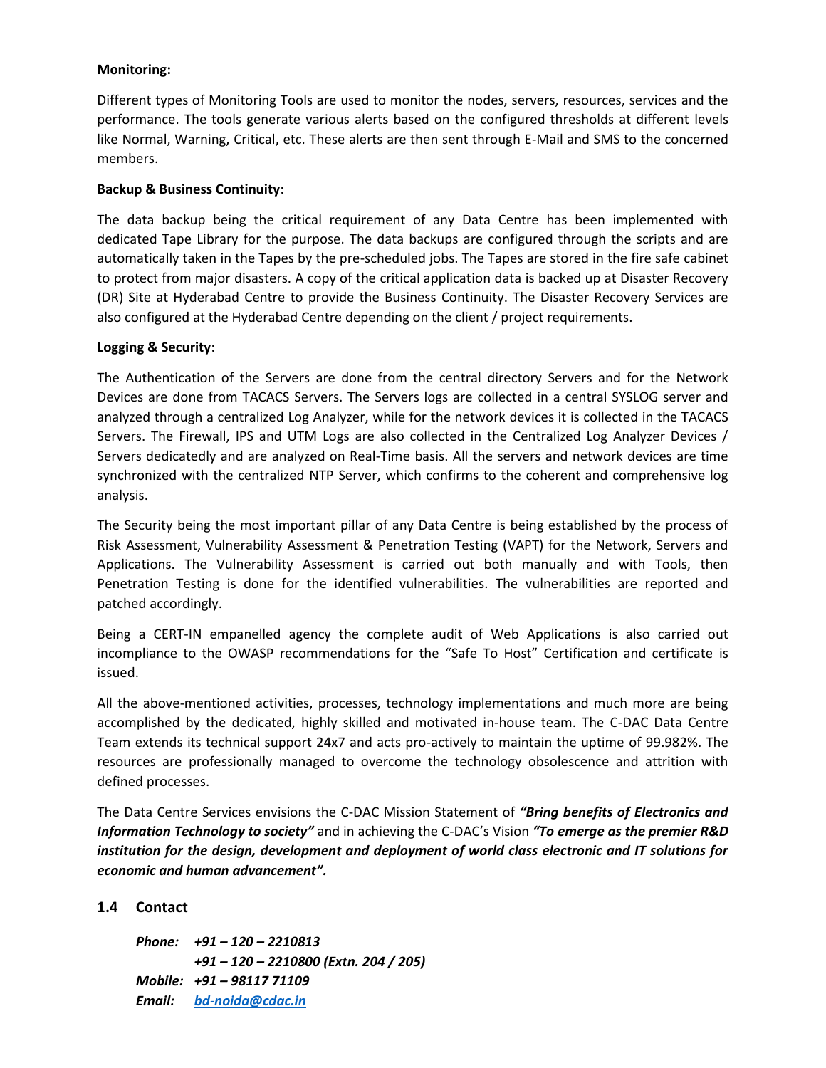**Monitoring:**

Different types of Monitoring Tools are used to monitor the nodes, servers, resources, services and the performance. The tools generate various alerts based on the configured thresholds at different levels like Normal, Warning, Critical, etc. These alerts are then sent through E-Mail and SMS to the concerned members.

**Backup & Business Continuity:**

The data backup being the critical requirement of any Data Centre has been implemented with dedicated Tape Library for the purpose. The data backups are configured through the scripts and are automatically taken in the Tapes by the pre-scheduled jobs. The Tapes are stored in the fire safe cabinet to protect from major disasters. A copy of the critical application data is backed up at Disaster Recovery (DR) Site at Hyderabad Centre to provide the Business Continuity. The Disaster Recovery Services are also configured at the Hyderabad Centre depending on the client / project requirements.

**Logging & Security:**

The Authentication of the Servers are done from the central directory Servers and for the Network Devices are done from TACACS Servers. The Servers logs are collected in a central SYSLOG server and analyzed through a centralized Log Analyzer, while for the network devices it is collected in the TACACS Servers. The Firewall, IPS and UTM Logs are also collected in the Centralized Log Analyzer Devices / Servers dedicatedly and are analyzed on Real-Time basis. All the servers and network devices are time synchronized with the centralized NTP Server, which confirms to the coherent and comprehensive log analysis.

The Security being the most important pillar of any Data Centre is being established by the process of Risk Assessment, Vulnerability Assessment & Penetration Testing (VAPT) for the Network, Servers and Applications. The Vulnerability Assessment is carried out both manually and with Tools, then Penetration Testing is done for the identified vulnerabilities. The vulnerabilities are reported and patched accordingly.

Being a CERT-IN empanelled agency the complete audit of Web Applications is also carried out incompliance to the OWASP recommendations for the "Safe To Host" Certification and certificate is issued.

All the above-mentioned activities, processes, technology implementations and much more are being accomplished by the dedicated, highly skilled and motivated in-house team. The C-DAC Data Centre Team extends its technical support 24x7 and acts pro-actively to maintain the uptime of 99.982%. The resources are professionally managed to overcome the technology obsolescence and attrition with defined processes.

The Data Centre Services envisions the C-DAC Mission Statement of ***"Bring benefits of Electronics and Information Technology to society"*** and in achieving the C-DAC's Vision ***"To emerge as the premier R&D institution for the design, development and deployment of world class electronic and IT solutions for economic and human advancement".***

## 1.4 Contact

***Phone:*** ***+91 – 120 – 2210813***
***+91 – 120 – 2210800 (Extn. 204 / 205)***
***Mobile:*** ***+91 – 98117 71109***
***Email:*** ***bd-noida@cdac.in***